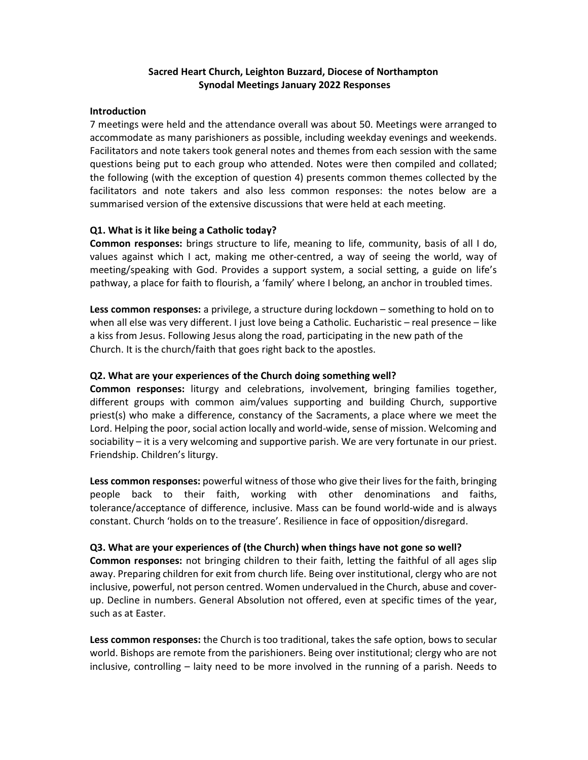# Sacred Heart Church, Leighton Buzzard, Diocese of Northampton
## Synodal Meetings January 2022 Responses

### Introduction

7 meetings were held and the attendance overall was about 50. Meetings were arranged to accommodate as many parishioners as possible, including weekday evenings and weekends. Facilitators and note takers took general notes and themes from each session with the same questions being put to each group who attended. Notes were then compiled and collated; the following (with the exception of question 4) presents common themes collected by the facilitators and note takers and also less common responses: the notes below are a summarised version of the extensive discussions that were held at each meeting.

### Q1. What is it like being a Catholic today?

**Common responses:** brings structure to life, meaning to life, community, basis of all I do, values against which I act, making me other-centred, a way of seeing the world, way of meeting/speaking with God. Provides a support system, a social setting, a guide on life's pathway, a place for faith to flourish, a 'family' where I belong, an anchor in troubled times.

**Less common responses:** a privilege, a structure during lockdown – something to hold on to when all else was very different. I just love being a Catholic. Eucharistic – real presence – like a kiss from Jesus. Following Jesus along the road, participating in the new path of the Church. It is the church/faith that goes right back to the apostles.

### Q2. What are your experiences of the Church doing something well?

**Common responses:** liturgy and celebrations, involvement, bringing families together, different groups with common aim/values supporting and building Church, supportive priest(s) who make a difference, constancy of the Sacraments, a place where we meet the Lord. Helping the poor, social action locally and world-wide, sense of mission. Welcoming and sociability – it is a very welcoming and supportive parish. We are very fortunate in our priest. Friendship. Children's liturgy.

**Less common responses:** powerful witness of those who give their lives for the faith, bringing people back to their faith, working with other denominations and faiths, tolerance/acceptance of difference, inclusive. Mass can be found world-wide and is always constant. Church 'holds on to the treasure'. Resilience in face of opposition/disregard.

### Q3. What are your experiences of (the Church) when things have not gone so well?

**Common responses:** not bringing children to their faith, letting the faithful of all ages slip away. Preparing children for exit from church life. Being over institutional, clergy who are not inclusive, powerful, not person centred. Women undervalued in the Church, abuse and cover-up. Decline in numbers. General Absolution not offered, even at specific times of the year, such as at Easter.

**Less common responses:** the Church is too traditional, takes the safe option, bows to secular world. Bishops are remote from the parishioners. Being over institutional; clergy who are not inclusive, controlling – laity need to be more involved in the running of a parish. Needs to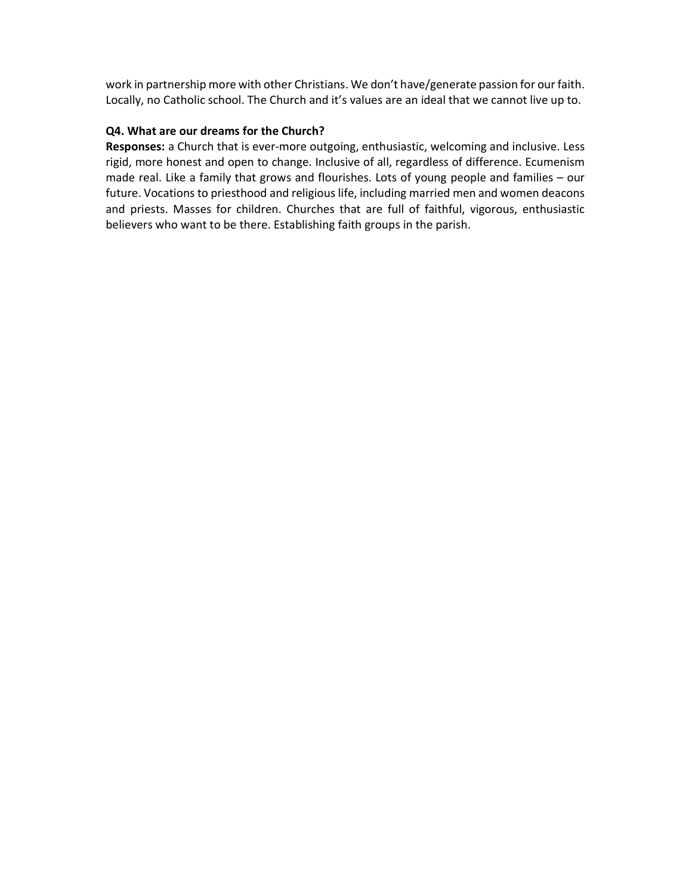work in partnership more with other Christians. We don't have/generate passion for our faith. Locally, no Catholic school. The Church and it's values are an ideal that we cannot live up to.

**Q4. What are our dreams for the Church?**

**Responses:** a Church that is ever-more outgoing, enthusiastic, welcoming and inclusive. Less rigid, more honest and open to change. Inclusive of all, regardless of difference. Ecumenism made real. Like a family that grows and flourishes. Lots of young people and families – our future. Vocations to priesthood and religious life, including married men and women deacons and priests. Masses for children. Churches that are full of faithful, vigorous, enthusiastic believers who want to be there. Establishing faith groups in the parish.